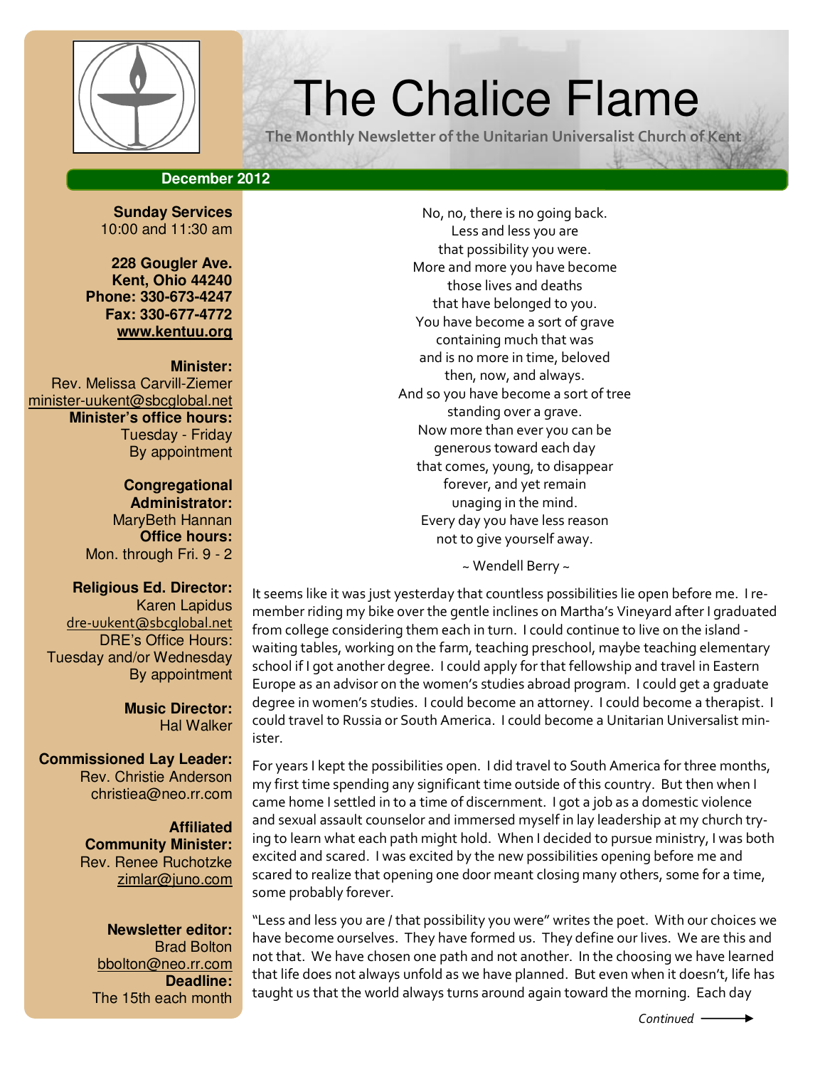# The Chalice Flame

**The Monthly Newsletter of the Unitarian Universalist Church of Kent**

**December 2012**

**Sunday Services**
10:00 and 11:30 am

**228 Gougler Ave.**
**Kent, Ohio 44240**
**Phone: 330-673-4247**
**Fax: 330-677-4772**
**www.kentuu.org**

**Minister:**
Rev. Melissa Carvill-Ziemer
minister-uukent@sbcglobal.net
**Minister's office hours:**
Tuesday - Friday
By appointment

**Congregational Administrator:**
MaryBeth Hannan
**Office hours:**
Mon. through Fri. 9 - 2

**Religious Ed. Director:**
Karen Lapidus
dre-uukent@sbcglobal.net
DRE's Office Hours:
Tuesday and/or Wednesday
By appointment

**Music Director:**
Hal Walker

**Commissioned Lay Leader:**
Rev. Christie Anderson
christiea@neo.rr.com

**Affiliated Community Minister:**
Rev. Renee Ruchotzke
zimlar@juno.com

**Newsletter editor:**
Brad Bolton
bbolton@neo.rr.com
**Deadline:**
The 15th each month

No, no, there is no going back.
Less and less you are
that possibility you were.
More and more you have become
those lives and deaths
that have belonged to you.
You have become a sort of grave
containing much that was
and is no more in time, beloved
then, now, and always.
And so you have become a sort of tree
standing over a grave.
Now more than ever you can be
generous toward each day
that comes, young, to disappear
forever, and yet remain
unaging in the mind.
Every day you have less reason
not to give yourself away.

~ Wendell Berry ~

It seems like it was just yesterday that countless possibilities lie open before me. I remember riding my bike over the gentle inclines on Martha's Vineyard after I graduated from college considering them each in turn. I could continue to live on the island - waiting tables, working on the farm, teaching preschool, maybe teaching elementary school if I got another degree. I could apply for that fellowship and travel in Eastern Europe as an advisor on the women's studies abroad program. I could get a graduate degree in women's studies. I could become an attorney. I could become a therapist. I could travel to Russia or South America. I could become a Unitarian Universalist minister.

For years I kept the possibilities open. I did travel to South America for three months, my first time spending any significant time outside of this country. But then when I came home I settled in to a time of discernment. I got a job as a domestic violence and sexual assault counselor and immersed myself in lay leadership at my church trying to learn what each path might hold. When I decided to pursue ministry, I was both excited and scared. I was excited by the new possibilities opening before me and scared to realize that opening one door meant closing many others, some for a time, some probably forever.

"Less and less you are / that possibility you were" writes the poet. With our choices we have become ourselves. They have formed us. They define our lives. We are this and not that. We have chosen one path and not another. In the choosing we have learned that life does not always unfold as we have planned. But even when it doesn't, life has taught us that the world always turns around again toward the morning. Each day

*Continued* ⟶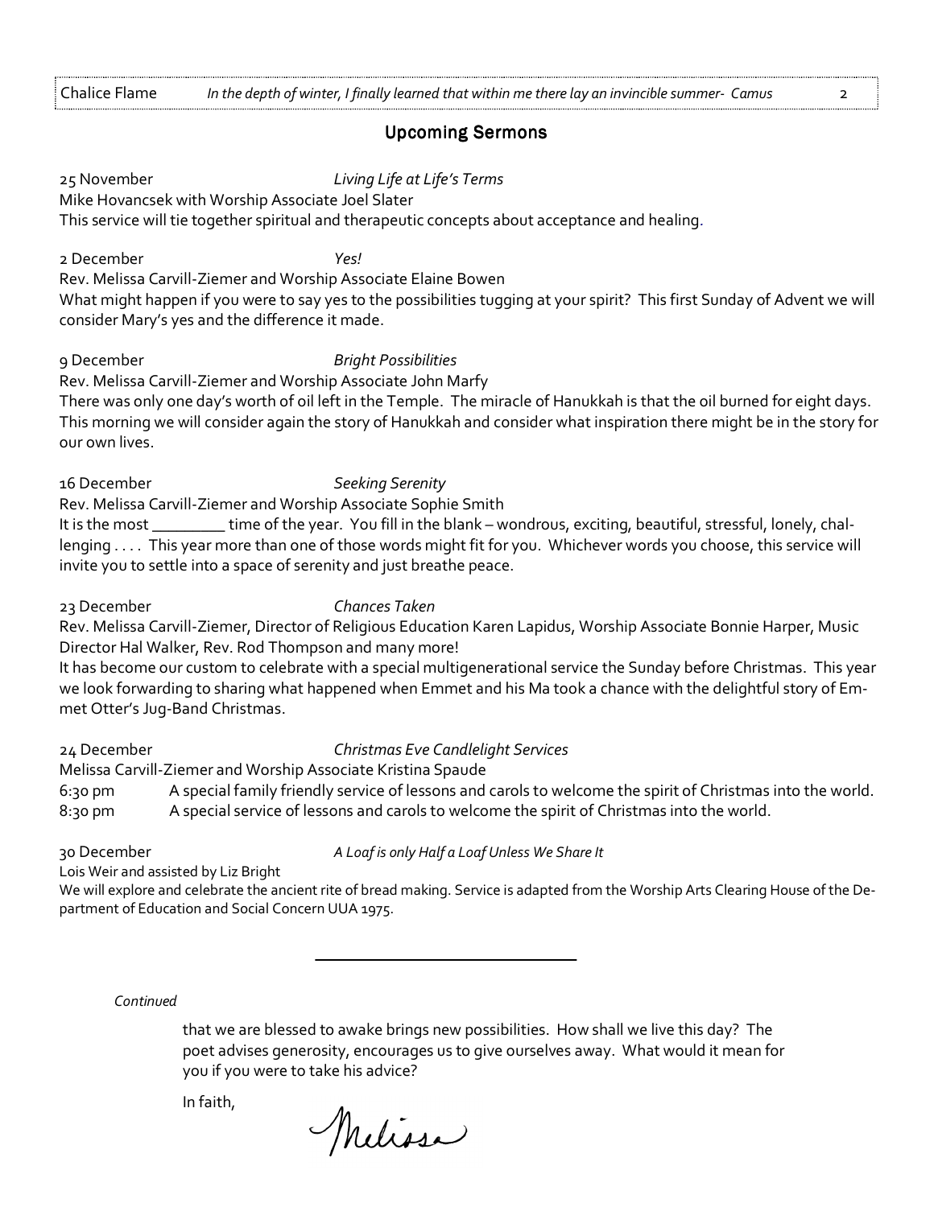## Upcoming Sermons

25 November *Living Life at Life's Terms*
Mike Hovancsek with Worship Associate Joel Slater
This service will tie together spiritual and therapeutic concepts about acceptance and healing.

2 December *Yes!*
Rev. Melissa Carvill-Ziemer and Worship Associate Elaine Bowen
What might happen if you were to say yes to the possibilities tugging at your spirit? This first Sunday of Advent we will consider Mary's yes and the difference it made.

9 December *Bright Possibilities*
Rev. Melissa Carvill-Ziemer and Worship Associate John Marfy
There was only one day's worth of oil left in the Temple. The miracle of Hanukkah is that the oil burned for eight days. This morning we will consider again the story of Hanukkah and consider what inspiration there might be in the story for our own lives.

16 December *Seeking Serenity*
Rev. Melissa Carvill-Ziemer and Worship Associate Sophie Smith
It is the most _________ time of the year. You fill in the blank – wondrous, exciting, beautiful, stressful, lonely, challenging . . . . This year more than one of those words might fit for you. Whichever words you choose, this service will invite you to settle into a space of serenity and just breathe peace.

23 December *Chances Taken*
Rev. Melissa Carvill-Ziemer, Director of Religious Education Karen Lapidus, Worship Associate Bonnie Harper, Music Director Hal Walker, Rev. Rod Thompson and many more!
It has become our custom to celebrate with a special multigenerational service the Sunday before Christmas. This year we look forwarding to sharing what happened when Emmet and his Ma took a chance with the delightful story of Emmet Otter's Jug-Band Christmas.

24 December *Christmas Eve Candlelight Services*
Melissa Carvill-Ziemer and Worship Associate Kristina Spaude
6:30 pm A special family friendly service of lessons and carols to welcome the spirit of Christmas into the world.
8:30 pm A special service of lessons and carols to welcome the spirit of Christmas into the world.

30 December *A Loaf is only Half a Loaf Unless We Share It*
Lois Weir and assisted by Liz Bright
We will explore and celebrate the ancient rite of bread making. Service is adapted from the Worship Arts Clearing House of the Department of Education and Social Concern UUA 1975.

---

*Continued*

that we are blessed to awake brings new possibilities. How shall we live this day? The poet advises generosity, encourages us to give ourselves away. What would it mean for you if you were to take his advice?

In faith,

Melissa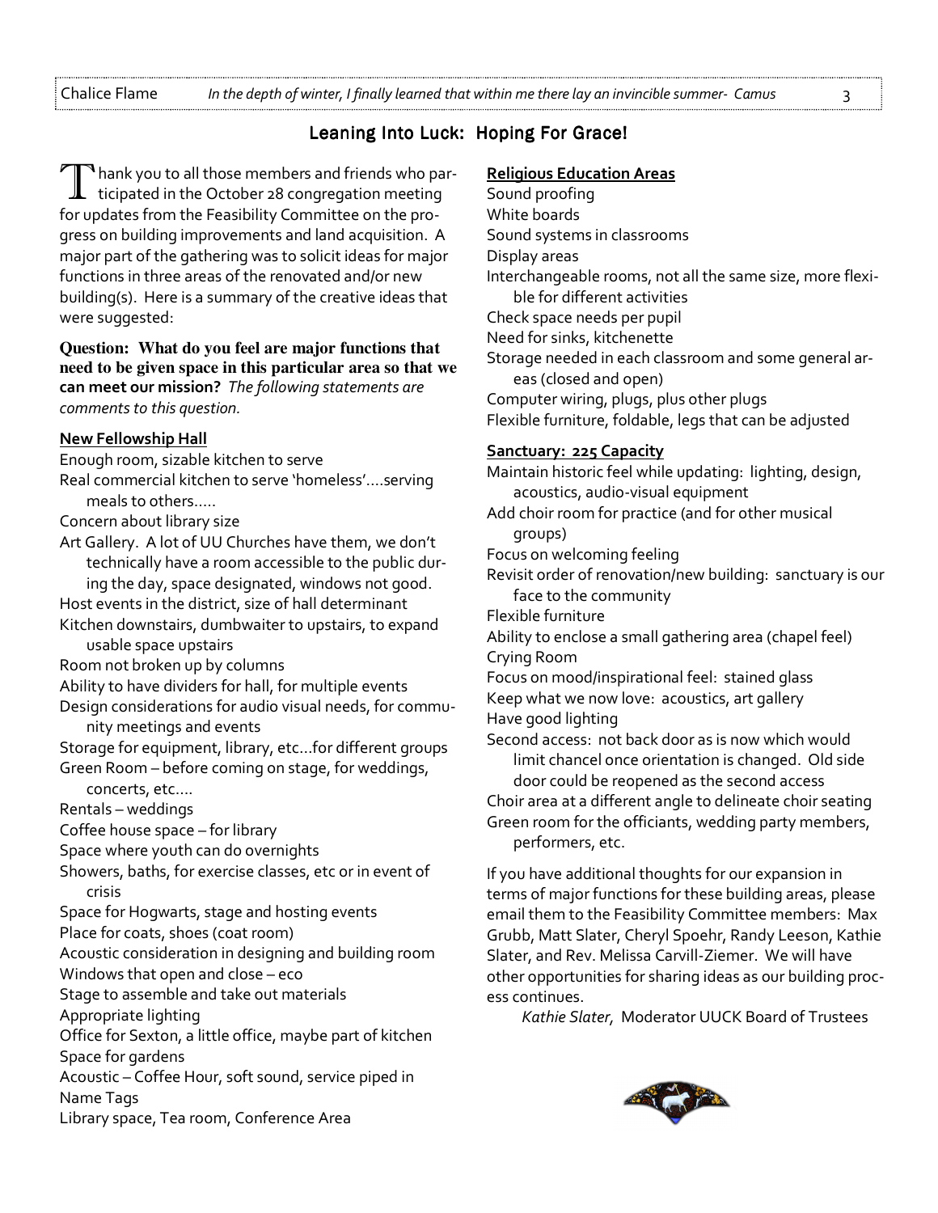## Leaning Into Luck: Hoping For Grace!

Thank you to all those members and friends who participated in the October 28 congregation meeting for updates from the Feasibility Committee on the progress on building improvements and land acquisition. A major part of the gathering was to solicit ideas for major functions in three areas of the renovated and/or new building(s). Here is a summary of the creative ideas that were suggested:

**Question: What do you feel are major functions that need to be given space in this particular area so that we can meet our mission?** *The following statements are comments to this question.*

**New Fellowship Hall**

Enough room, sizable kitchen to serve
Real commercial kitchen to serve 'homeless'….serving meals to others…..
Concern about library size
Art Gallery. A lot of UU Churches have them, we don't technically have a room accessible to the public during the day, space designated, windows not good.
Host events in the district, size of hall determinant
Kitchen downstairs, dumbwaiter to upstairs, to expand usable space upstairs
Room not broken up by columns
Ability to have dividers for hall, for multiple events
Design considerations for audio visual needs, for community meetings and events
Storage for equipment, library, etc…for different groups
Green Room – before coming on stage, for weddings, concerts, etc….
Rentals – weddings
Coffee house space – for library
Space where youth can do overnights
Showers, baths, for exercise classes, etc or in event of crisis
Space for Hogwarts, stage and hosting events
Place for coats, shoes (coat room)
Acoustic consideration in designing and building room
Windows that open and close – eco
Stage to assemble and take out materials
Appropriate lighting
Office for Sexton, a little office, maybe part of kitchen
Space for gardens
Acoustic – Coffee Hour, soft sound, service piped in
Name Tags
Library space, Tea room, Conference Area

**Religious Education Areas**

Sound proofing
White boards
Sound systems in classrooms
Display areas
Interchangeable rooms, not all the same size, more flexible for different activities
Check space needs per pupil
Need for sinks, kitchenette
Storage needed in each classroom and some general areas (closed and open)
Computer wiring, plugs, plus other plugs
Flexible furniture, foldable, legs that can be adjusted

**Sanctuary: 225 Capacity**

Maintain historic feel while updating: lighting, design, acoustics, audio-visual equipment
Add choir room for practice (and for other musical groups)
Focus on welcoming feeling
Revisit order of renovation/new building: sanctuary is our face to the community
Flexible furniture
Ability to enclose a small gathering area (chapel feel)
Crying Room
Focus on mood/inspirational feel: stained glass
Keep what we now love: acoustics, art gallery
Have good lighting
Second access: not back door as is now which would limit chancel once orientation is changed. Old side door could be reopened as the second access
Choir area at a different angle to delineate choir seating
Green room for the officiants, wedding party members, performers, etc.

If you have additional thoughts for our expansion in terms of major functions for these building areas, please email them to the Feasibility Committee members: Max Grubb, Matt Slater, Cheryl Spoehr, Randy Leeson, Kathie Slater, and Rev. Melissa Carvill-Ziemer. We will have other opportunities for sharing ideas as our building process continues.

*Kathie Slater,* Moderator UUCK Board of Trustees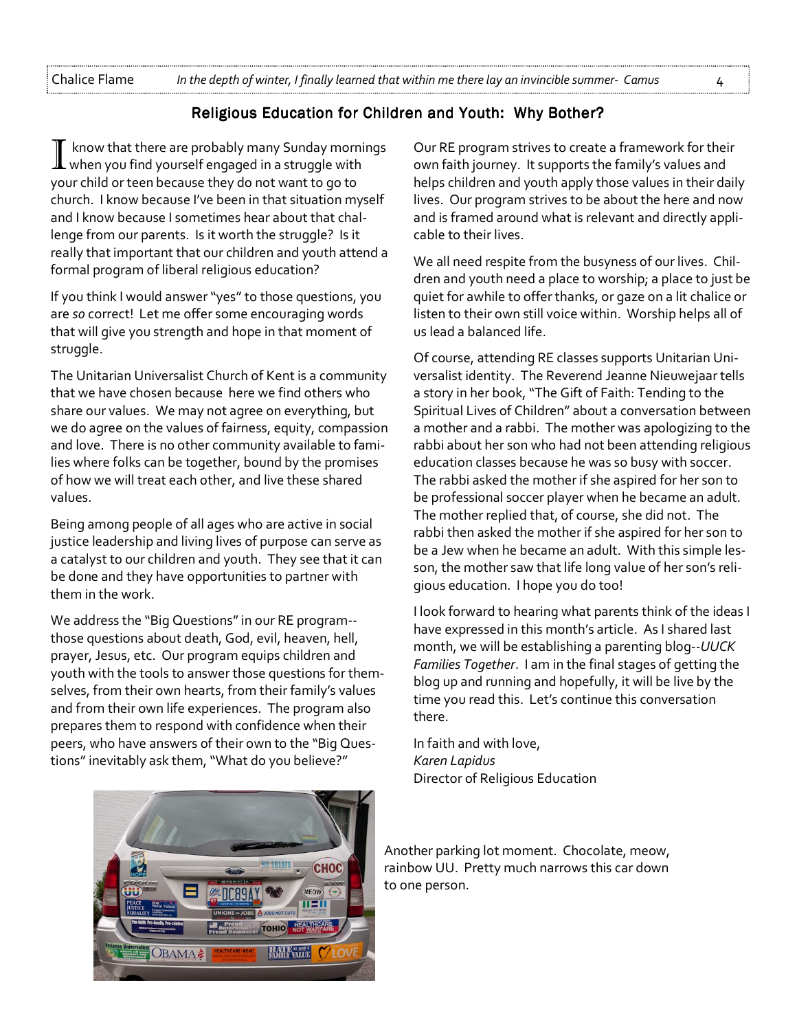## Religious Education for Children and Youth: Why Bother?

I know that there are probably many Sunday mornings when you find yourself engaged in a struggle with your child or teen because they do not want to go to church. I know because I've been in that situation myself and I know because I sometimes hear about that challenge from our parents. Is it worth the struggle? Is it really that important that our children and youth attend a formal program of liberal religious education?

If you think I would answer "yes" to those questions, you are *so* correct! Let me offer some encouraging words that will give you strength and hope in that moment of struggle.

The Unitarian Universalist Church of Kent is a community that we have chosen because here we find others who share our values. We may not agree on everything, but we do agree on the values of fairness, equity, compassion and love. There is no other community available to families where folks can be together, bound by the promises of how we will treat each other, and live these shared values.

Being among people of all ages who are active in social justice leadership and living lives of purpose can serve as a catalyst to our children and youth. They see that it can be done and they have opportunities to partner with them in the work.

We address the "Big Questions" in our RE program--those questions about death, God, evil, heaven, hell, prayer, Jesus, etc. Our program equips children and youth with the tools to answer those questions for themselves, from their own hearts, from their family's values and from their own life experiences. The program also prepares them to respond with confidence when their peers, who have answers of their own to the "Big Questions" inevitably ask them, "What do you believe?"

Our RE program strives to create a framework for their own faith journey. It supports the family's values and helps children and youth apply those values in their daily lives. Our program strives to be about the here and now and is framed around what is relevant and directly applicable to their lives.

We all need respite from the busyness of our lives. Children and youth need a place to worship; a place to just be quiet for awhile to offer thanks, or gaze on a lit chalice or listen to their own still voice within. Worship helps all of us lead a balanced life.

Of course, attending RE classes supports Unitarian Universalist identity. The Reverend Jeanne Nieuwejaar tells a story in her book, "The Gift of Faith: Tending to the Spiritual Lives of Children" about a conversation between a mother and a rabbi. The mother was apologizing to the rabbi about her son who had not been attending religious education classes because he was so busy with soccer. The rabbi asked the mother if she aspired for her son to be professional soccer player when he became an adult. The mother replied that, of course, she did not. The rabbi then asked the mother if she aspired for her son to be a Jew when he became an adult. With this simple lesson, the mother saw that life long value of her son's religious education. I hope you do too!

I look forward to hearing what parents think of the ideas I have expressed in this month's article. As I shared last month, we will be establishing a parenting blog--*UUCK Families Together*. I am in the final stages of getting the blog up and running and hopefully, it will be live by the time you read this. Let's continue this conversation there.

In faith and with love,
*Karen Lapidus*
Director of Religious Education

Another parking lot moment. Chocolate, meow, rainbow UU. Pretty much narrows this car down to one person.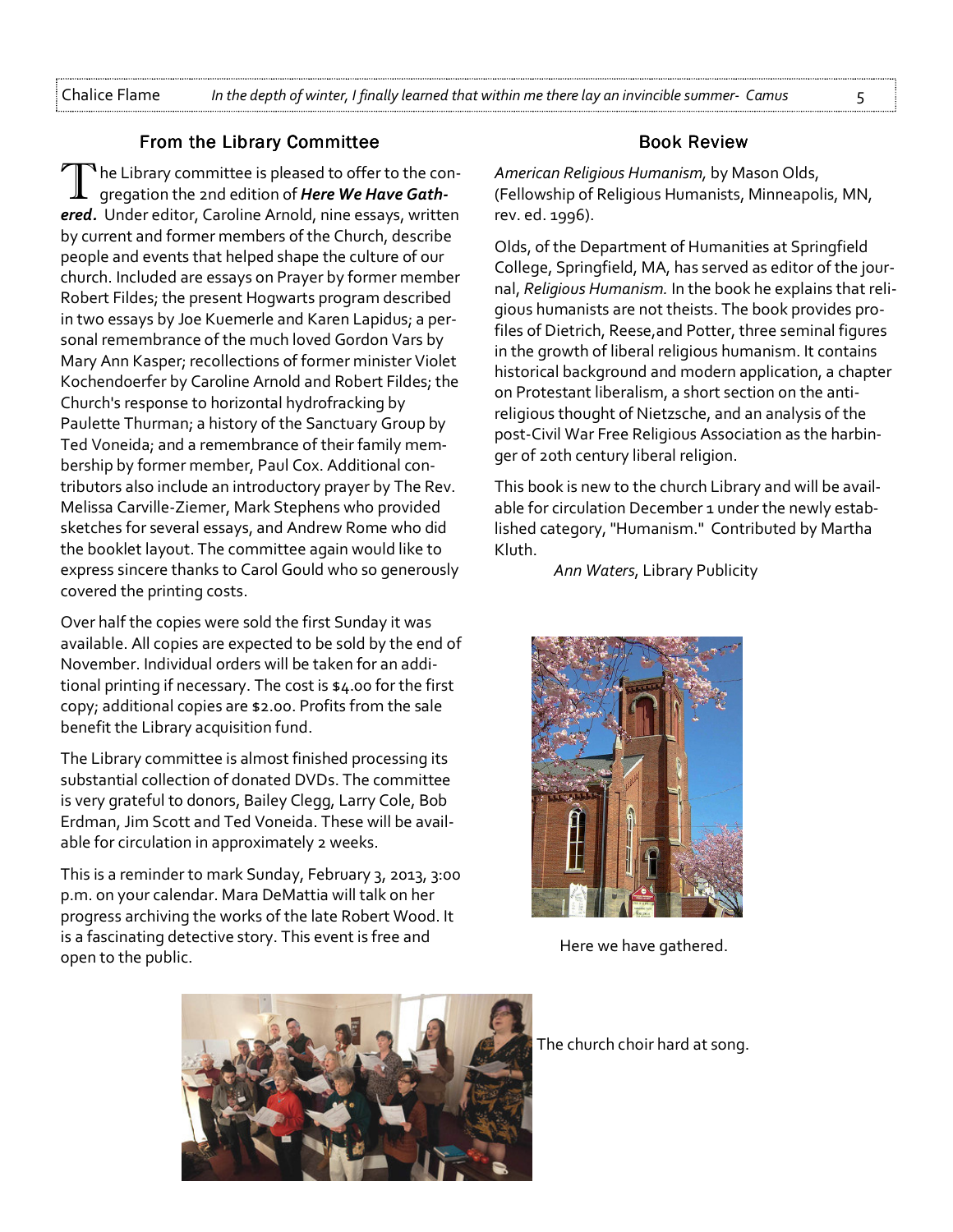## From the Library Committee

The Library committee is pleased to offer to the congregation the 2nd edition of ***Here We Have Gathered.*** Under editor, Caroline Arnold, nine essays, written by current and former members of the Church, describe people and events that helped shape the culture of our church. Included are essays on Prayer by former member Robert Fildes; the present Hogwarts program described in two essays by Joe Kuemerle and Karen Lapidus; a personal remembrance of the much loved Gordon Vars by Mary Ann Kasper; recollections of former minister Violet Kochendoerfer by Caroline Arnold and Robert Fildes; the Church's response to horizontal hydrofracking by Paulette Thurman; a history of the Sanctuary Group by Ted Voneida; and a remembrance of their family membership by former member, Paul Cox. Additional contributors also include an introductory prayer by The Rev. Melissa Carville-Ziemer, Mark Stephens who provided sketches for several essays, and Andrew Rome who did the booklet layout. The committee again would like to express sincere thanks to Carol Gould who so generously covered the printing costs.

Over half the copies were sold the first Sunday it was available. All copies are expected to be sold by the end of November. Individual orders will be taken for an additional printing if necessary. The cost is $4.00 for the first copy; additional copies are $2.00. Profits from the sale benefit the Library acquisition fund.

The Library committee is almost finished processing its substantial collection of donated DVDs. The committee is very grateful to donors, Bailey Clegg, Larry Cole, Bob Erdman, Jim Scott and Ted Voneida. These will be available for circulation in approximately 2 weeks.

This is a reminder to mark Sunday, February 3, 2013, 3:00 p.m. on your calendar. Mara DeMattia will talk on her progress archiving the works of the late Robert Wood. It is a fascinating detective story. This event is free and open to the public.

## Book Review

*American Religious Humanism,* by Mason Olds, (Fellowship of Religious Humanists, Minneapolis, MN, rev. ed. 1996).

Olds, of the Department of Humanities at Springfield College, Springfield, MA, has served as editor of the journal, *Religious Humanism.* In the book he explains that religious humanists are not theists. The book provides profiles of Dietrich, Reese,and Potter, three seminal figures in the growth of liberal religious humanism. It contains historical background and modern application, a chapter on Protestant liberalism, a short section on the anti-religious thought of Nietzsche, and an analysis of the post-Civil War Free Religious Association as the harbinger of 20th century liberal religion.

This book is new to the church Library and will be available for circulation December 1 under the newly established category, "Humanism." Contributed by Martha Kluth.

*Ann Waters*, Library Publicity

Here we have gathered.

The church choir hard at song.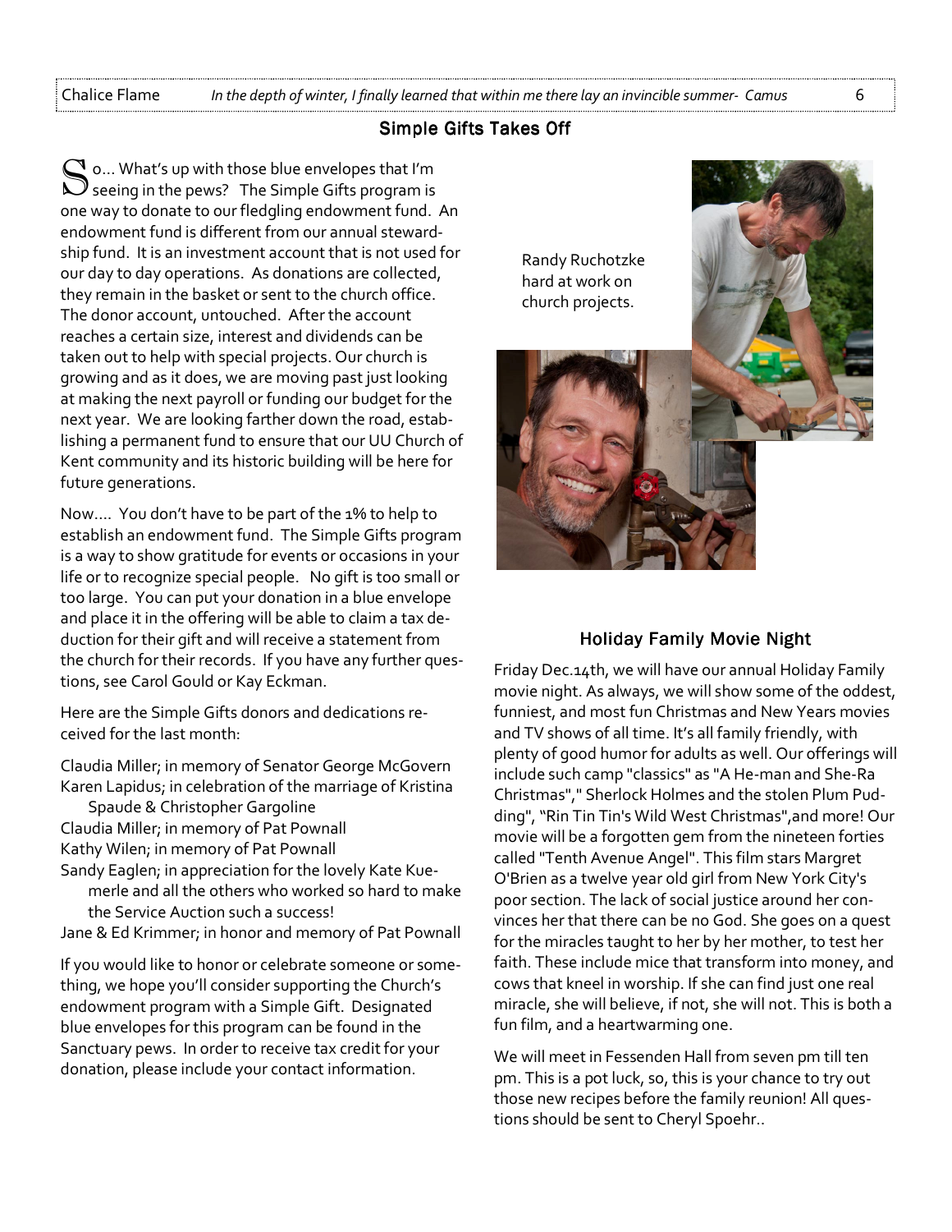## Simple Gifts Takes Off

So... What's up with those blue envelopes that I'm seeing in the pews? The Simple Gifts program is one way to donate to our fledgling endowment fund. An endowment fund is different from our annual stewardship fund. It is an investment account that is not used for our day to day operations. As donations are collected, they remain in the basket or sent to the church office. The donor account, untouched. After the account reaches a certain size, interest and dividends can be taken out to help with special projects. Our church is growing and as it does, we are moving past just looking at making the next payroll or funding our budget for the next year. We are looking farther down the road, establishing a permanent fund to ensure that our UU Church of Kent community and its historic building will be here for future generations.

Now.... You don't have to be part of the 1% to help to establish an endowment fund. The Simple Gifts program is a way to show gratitude for events or occasions in your life or to recognize special people. No gift is too small or too large. You can put your donation in a blue envelope and place it in the offering will be able to claim a tax deduction for their gift and will receive a statement from the church for their records. If you have any further questions, see Carol Gould or Kay Eckman.

Here are the Simple Gifts donors and dedications received for the last month:

Claudia Miller; in memory of Senator George McGovern
Karen Lapidus; in celebration of the marriage of Kristina Spaude & Christopher Gargoline
Claudia Miller; in memory of Pat Pownall
Kathy Wilen; in memory of Pat Pownall
Sandy Eaglen; in appreciation for the lovely Kate Kuemerle and all the others who worked so hard to make the Service Auction such a success!
Jane & Ed Krimmer; in honor and memory of Pat Pownall

If you would like to honor or celebrate someone or something, we hope you'll consider supporting the Church's endowment program with a Simple Gift. Designated blue envelopes for this program can be found in the Sanctuary pews. In order to receive tax credit for your donation, please include your contact information.

Randy Ruchotzke hard at work on church projects.

## Holiday Family Movie Night

Friday Dec.14th, we will have our annual Holiday Family movie night. As always, we will show some of the oddest, funniest, and most fun Christmas and New Years movies and TV shows of all time. It's all family friendly, with plenty of good humor for adults as well. Our offerings will include such camp "classics" as "A He-man and She-Ra Christmas"," Sherlock Holmes and the stolen Plum Pudding", "Rin Tin Tin's Wild West Christmas",and more! Our movie will be a forgotten gem from the nineteen forties called "Tenth Avenue Angel". This film stars Margret O'Brien as a twelve year old girl from New York City's poor section. The lack of social justice around her convinces her that there can be no God. She goes on a quest for the miracles taught to her by her mother, to test her faith. These include mice that transform into money, and cows that kneel in worship. If she can find just one real miracle, she will believe, if not, she will not. This is both a fun film, and a heartwarming one.

We will meet in Fessenden Hall from seven pm till ten pm. This is a pot luck, so, this is your chance to try out those new recipes before the family reunion! All questions should be sent to Cheryl Spoehr..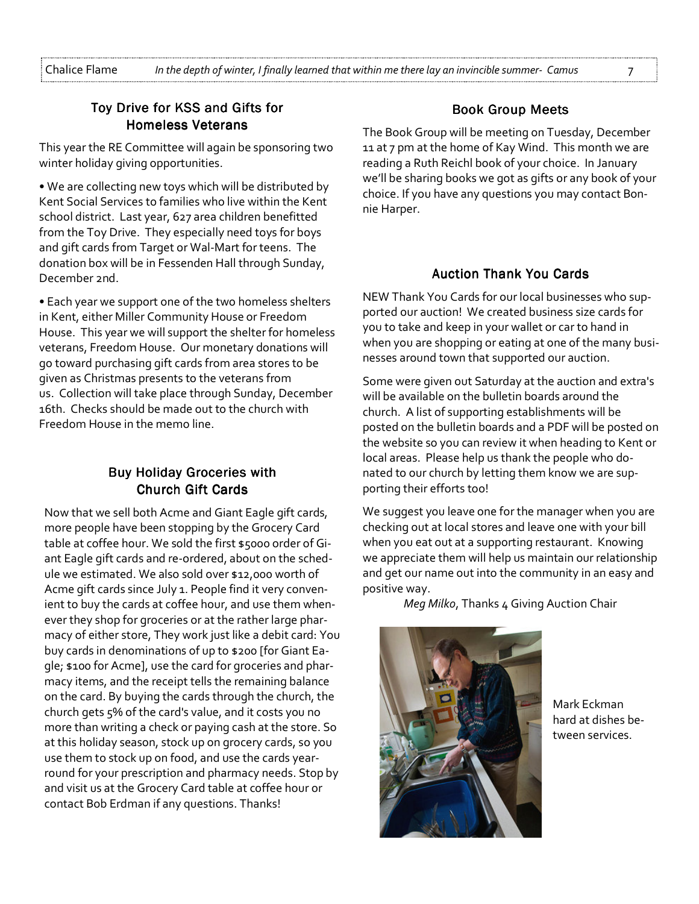## Toy Drive for KSS and Gifts for Homeless Veterans

This year the RE Committee will again be sponsoring two winter holiday giving opportunities.

• We are collecting new toys which will be distributed by Kent Social Services to families who live within the Kent school district. Last year, 627 area children benefitted from the Toy Drive. They especially need toys for boys and gift cards from Target or Wal-Mart for teens. The donation box will be in Fessenden Hall through Sunday, December 2nd.

• Each year we support one of the two homeless shelters in Kent, either Miller Community House or Freedom House. This year we will support the shelter for homeless veterans, Freedom House. Our monetary donations will go toward purchasing gift cards from area stores to be given as Christmas presents to the veterans from us. Collection will take place through Sunday, December 16th. Checks should be made out to the church with Freedom House in the memo line.

## Buy Holiday Groceries with Church Gift Cards

Now that we sell both Acme and Giant Eagle gift cards, more people have been stopping by the Grocery Card table at coffee hour. We sold the first $5000 order of Giant Eagle gift cards and re-ordered, about on the schedule we estimated. We also sold over $12,000 worth of Acme gift cards since July 1. People find it very convenient to buy the cards at coffee hour, and use them whenever they shop for groceries or at the rather large pharmacy of either store, They work just like a debit card: You buy cards in denominations of up to $200 [for Giant Eagle; $100 for Acme], use the card for groceries and pharmacy items, and the receipt tells the remaining balance on the card. By buying the cards through the church, the church gets 5% of the card's value, and it costs you no more than writing a check or paying cash at the store. So at this holiday season, stock up on grocery cards, so you use them to stock up on food, and use the cards year-round for your prescription and pharmacy needs. Stop by and visit us at the Grocery Card table at coffee hour or contact Bob Erdman if any questions. Thanks!

## Book Group Meets

The Book Group will be meeting on Tuesday, December 11 at 7 pm at the home of Kay Wind. This month we are reading a Ruth Reichl book of your choice. In January we'll be sharing books we got as gifts or any book of your choice. If you have any questions you may contact Bonnie Harper.

## Auction Thank You Cards

NEW Thank You Cards for our local businesses who supported our auction! We created business size cards for you to take and keep in your wallet or car to hand in when you are shopping or eating at one of the many businesses around town that supported our auction.

Some were given out Saturday at the auction and extra's will be available on the bulletin boards around the church. A list of supporting establishments will be posted on the bulletin boards and a PDF will be posted on the website so you can review it when heading to Kent or local areas. Please help us thank the people who donated to our church by letting them know we are supporting their efforts too!

We suggest you leave one for the manager when you are checking out at local stores and leave one with your bill when you eat out at a supporting restaurant. Knowing we appreciate them will help us maintain our relationship and get our name out into the community in an easy and positive way.

*Meg Milko*, Thanks 4 Giving Auction Chair

Mark Eckman hard at dishes between services.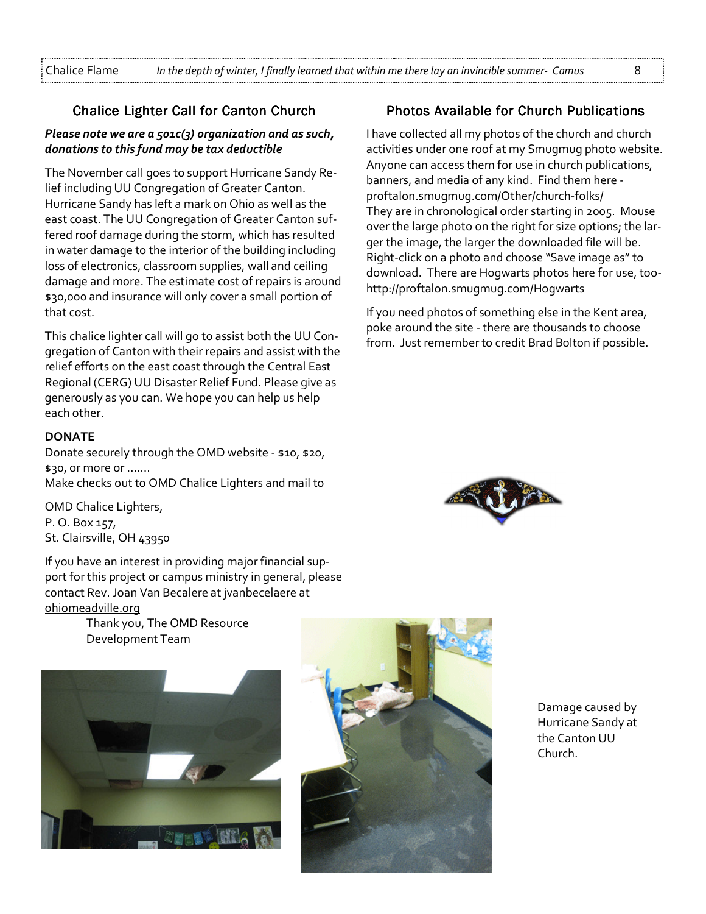## Chalice Lighter Call for Canton Church

***Please note we are a 501c(3) organization and as such, donations to this fund may be tax deductible***

The November call goes to support Hurricane Sandy Relief including UU Congregation of Greater Canton. Hurricane Sandy has left a mark on Ohio as well as the east coast. The UU Congregation of Greater Canton suffered roof damage during the storm, which has resulted in water damage to the interior of the building including loss of electronics, classroom supplies, wall and ceiling damage and more. The estimate cost of repairs is around $30,000 and insurance will only cover a small portion of that cost.

This chalice lighter call will go to assist both the UU Congregation of Canton with their repairs and assist with the relief efforts on the east coast through the Central East Regional (CERG) UU Disaster Relief Fund. Please give as generously as you can. We hope you can help us help each other.

**DONATE**

Donate securely through the OMD website - $10, $20, $30, or more or .......
Make checks out to OMD Chalice Lighters and mail to

OMD Chalice Lighters,
P. O. Box 157,
St. Clairsville, OH 43950

If you have an interest in providing major financial support for this project or campus ministry in general, please contact Rev. Joan Van Becalere at jvanbecelaere at ohiomeadville.org

Thank you, The OMD Resource Development Team

Damage caused by Hurricane Sandy at the Canton UU Church.

## Photos Available for Church Publications

I have collected all my photos of the church and church activities under one roof at my Smugmug photo website. Anyone can access them for use in church publications, banners, and media of any kind. Find them here - proftalon.smugmug.com/Other/church-folks/
They are in chronological order starting in 2005. Mouse over the large photo on the right for size options; the larger the image, the larger the downloaded file will be. Right-click on a photo and choose "Save image as" to download. There are Hogwarts photos here for use, too- http://proftalon.smugmug.com/Hogwarts

If you need photos of something else in the Kent area, poke around the site - there are thousands to choose from. Just remember to credit Brad Bolton if possible.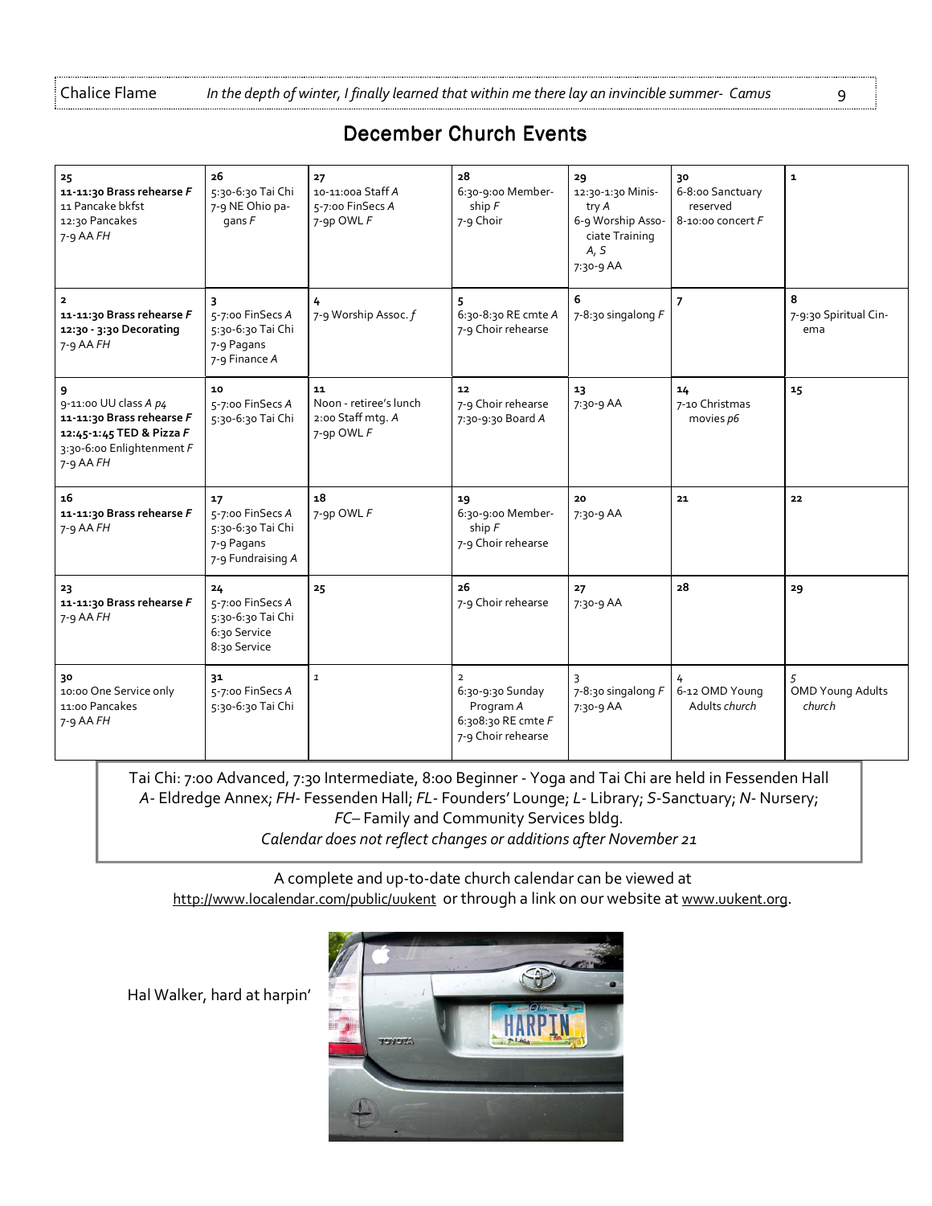## December Church Events

| | | | | | | |
|---|---|---|---|---|---|---|
| **25**<br>**11-11:30 Brass rehearse *F***<br>11 Pancake bkfst<br>12:30 Pancakes<br>7-9 AA *FH* | **26**<br>5:30-6:30 Tai Chi<br>7-9 NE Ohio pagans *F* | **27**<br>10-11:00a Staff *A*<br>5-7:00 FinSecs *A*<br>7-9p OWL *F* | **28**<br>6:30-9:00 Membership *F*<br>7-9 Choir | **29**<br>12:30-1:30 Ministry *A*<br>6-9 Worship Associate Training *A, S*<br>7:30-9 AA | **30**<br>6-8:00 Sanctuary reserved<br>8-10:00 concert *F* | **1** |
| **2**<br>**11-11:30 Brass rehearse *F***<br>**12:30 - 3:30 Decorating**<br>7-9 AA *FH* | **3**<br>5-7:00 FinSecs *A*<br>5:30-6:30 Tai Chi<br>7-9 Pagans<br>7-9 Finance *A* | **4**<br>7-9 Worship Assoc. *f* | **5**<br>6:30-8:30 RE cmte *A*<br>7-9 Choir rehearse | **6**<br>7-8:30 singalong *F* | **7** | **8**<br>7-9:30 Spiritual Cinema |
| **9**<br>9-11:00 UU class *A p4*<br>**11-11:30 Brass rehearse *F***<br>**12:45-1:45 TED & Pizza *F***<br>3:30-6:00 Enlightenment *F*<br>7-9 AA *FH* | **10**<br>5-7:00 FinSecs *A*<br>5:30-6:30 Tai Chi | **11**<br>Noon - retiree's lunch<br>2:00 Staff mtg. *A*<br>7-9p OWL *F* | **12**<br>7-9 Choir rehearse<br>7:30-9:30 Board *A* | **13**<br>7:30-9 AA | **14**<br>7-10 Christmas movies *p6* | **15** |
| **16**<br>**11-11:30 Brass rehearse *F***<br>7-9 AA *FH* | **17**<br>5-7:00 FinSecs *A*<br>5:30-6:30 Tai Chi<br>7-9 Pagans<br>7-9 Fundraising *A* | **18**<br>7-9p OWL *F* | **19**<br>6:30-9:00 Membership *F*<br>7-9 Choir rehearse | **20**<br>7:30-9 AA | **21** | **22** |
| **23**<br>**11-11:30 Brass rehearse *F***<br>7-9 AA *FH* | **24**<br>5-7:00 FinSecs *A*<br>5:30-6:30 Tai Chi<br>6:30 Service<br>8:30 Service | **25** | **26**<br>7-9 Choir rehearse | **27**<br>7:30-9 AA | **28** | **29** |
| **30**<br>10:00 One Service only<br>11:00 Pancakes<br>7-9 AA *FH* | **31**<br>5-7:00 FinSecs *A*<br>5:30-6:30 Tai Chi | *1* | 2<br>6:30-9:30 Sunday Program *A*<br>6:308:30 RE cmte *F*<br>7-9 Choir rehearse | 3<br>7-8:30 singalong *F*<br>7:30-9 AA | 4<br>6-12 OMD Young Adults *church* | *5*<br>OMD Young Adults *church* |

Tai Chi: 7:00 Advanced, 7:30 Intermediate, 8:00 Beginner - Yoga and Tai Chi are held in Fessenden Hall
*A*- Eldredge Annex; *FH*- Fessenden Hall; *FL*- Founders' Lounge; *L*- Library; *S*-Sanctuary; *N*- Nursery;
*FC*– Family and Community Services bldg.
*Calendar does not reflect changes or additions after November 21*

A complete and up-to-date church calendar can be viewed at
http://www.localendar.com/public/uukent or through a link on our website at www.uukent.org.

Hal Walker, hard at harpin'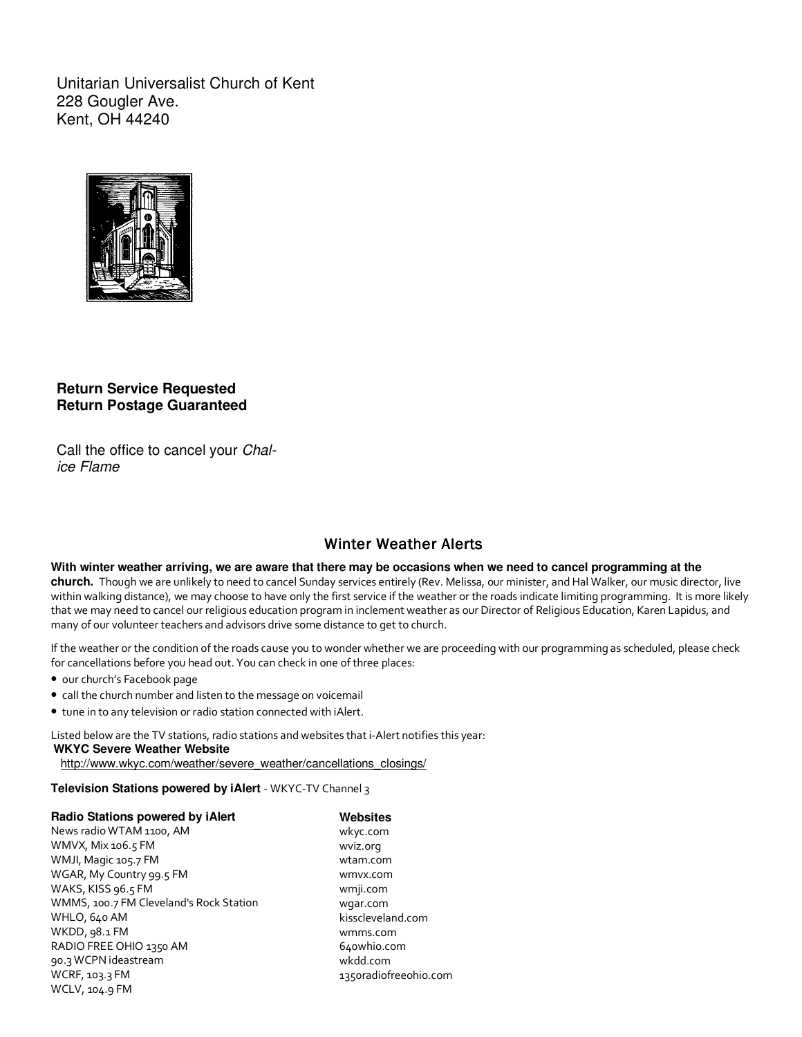Unitarian Universalist Church of Kent
228 Gougler Ave.
Kent, OH 44240

**Return Service Requested**
**Return Postage Guaranteed**

Call the office to cancel your *Chalice Flame*

## Winter Weather Alerts

**With winter weather arriving, we are aware that there may be occasions when we need to cancel programming at the church.** Though we are unlikely to need to cancel Sunday services entirely (Rev. Melissa, our minister, and Hal Walker, our music director, live within walking distance), we may choose to have only the first service if the weather or the roads indicate limiting programming. It is more likely that we may need to cancel our religious education program in inclement weather as our Director of Religious Education, Karen Lapidus, and many of our volunteer teachers and advisors drive some distance to get to church.

If the weather or the condition of the roads cause you to wonder whether we are proceeding with our programming as scheduled, please check for cancellations before you head out. You can check in one of three places:

- our church's Facebook page
- call the church number and listen to the message on voicemail
- tune in to any television or radio station connected with iAlert.

Listed below are the TV stations, radio stations and websites that i-Alert notifies this year:

**WKYC Severe Weather Website**
http://www.wkyc.com/weather/severe_weather/cancellations_closings/

**Television Stations powered by iAlert** - WKYC-TV Channel 3

**Radio Stations powered by iAlert**
News radio WTAM 1100, AM
WMVX, Mix 106.5 FM
WMJI, Magic 105.7 FM
WGAR, My Country 99.5 FM
WAKS, KISS 96.5 FM
WMMS, 100.7 FM Cleveland's Rock Station
WHLO, 640 AM
WKDD, 98.1 FM
RADIO FREE OHIO 1350 AM
90.3 WCPN ideastream
WCRF, 103.3 FM
WCLV, 104.9 FM

**Websites**
wkyc.com
wviz.org
wtam.com
wmvx.com
wmji.com
wgar.com
kisscleveland.com
wmms.com
640whio.com
wkdd.com
1350radiofreeohio.com